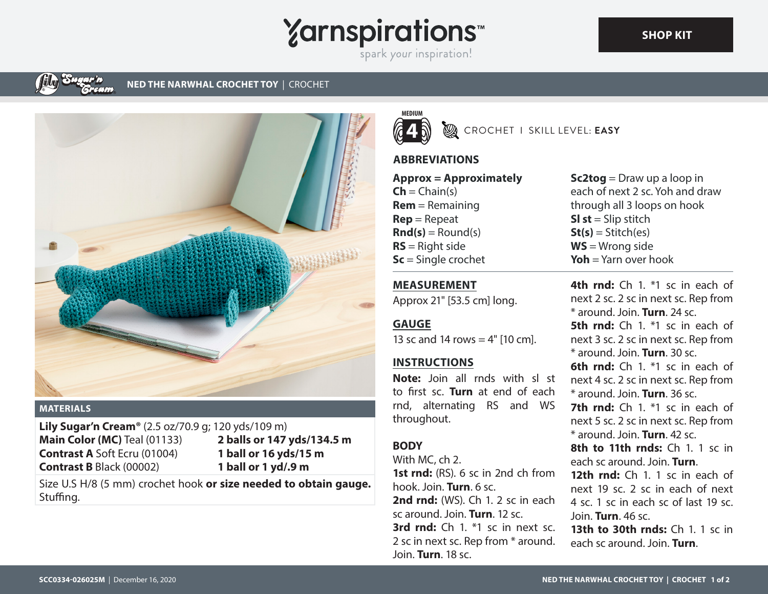Yarnspirations™ spark your inspiration!

SHOP KIT

## NED THE NARWHAL CROCHET TOY | CROCHET

### MATERIALS

**Lily Sugar'n Cream®** (2.5 oz/70.9 g; 120 yds/109 m)

| | | |
|---|---|---|
| **Main Color (MC)** | Teal (01133) | **2 balls or 147 yds/134.5 m** |
| **Contrast A** | Soft Ecru (01004) | **1 ball or 16 yds/15 m** |
| **Contrast B** | Black (00002) | **1 ball or 1 yd/.9 m** |

Size U.S H/8 (5 mm) crochet hook **or size needed to obtain gauge.**
Stuffing.

MEDIUM 4

CROCHET I SKILL LEVEL: **EASY**

### ABBREVIATIONS

**Approx = Approximately**
**Ch** = Chain(s)
**Rem** = Remaining
**Rep** = Repeat
**Rnd(s)** = Round(s)
**RS** = Right side
**Sc** = Single crochet
**Sc2tog** = Draw up a loop in each of next 2 sc. Yoh and draw through all 3 loops on hook
**Sl st** = Slip stitch
**St(s)** = Stitch(es)
**WS** = Wrong side
**Yoh** = Yarn over hook

### MEASUREMENT

Approx 21" [53.5 cm] long.

### GAUGE

13 sc and 14 rows = 4" [10 cm].

### INSTRUCTIONS

**Note:** Join all rnds with sl st to first sc. **Turn** at end of each rnd, alternating RS and WS throughout.

### BODY

With MC, ch 2.

**1st rnd:** (RS). 6 sc in 2nd ch from hook. Join. **Turn**. 6 sc.

**2nd rnd:** (WS). Ch 1. 2 sc in each sc around. Join. **Turn**. 12 sc.

**3rd rnd:** Ch 1. *1 sc in next sc. 2 sc in next sc. Rep from * around. Join. **Turn**. 18 sc.

**4th rnd:** Ch 1. *1 sc in each of next 2 sc. 2 sc in next sc. Rep from * around. Join. **Turn**. 24 sc.

**5th rnd:** Ch 1. *1 sc in each of next 3 sc. 2 sc in next sc. Rep from * around. Join. **Turn**. 30 sc.

**6th rnd:** Ch 1. *1 sc in each of next 4 sc. 2 sc in next sc. Rep from * around. Join. **Turn**. 36 sc.

**7th rnd:** Ch 1. *1 sc in each of next 5 sc. 2 sc in next sc. Rep from * around. Join. **Turn**. 42 sc.

**8th to 11th rnds:** Ch 1. 1 sc in each sc around. Join. **Turn**.

**12th rnd:** Ch 1. 1 sc in each of next 19 sc. 2 sc in each of next 4 sc. 1 sc in each sc of last 19 sc. Join. **Turn**. 46 sc.

**13th to 30th rnds:** Ch 1. 1 sc in each sc around. Join. **Turn**.

SCC0334-026025M | December 16, 2020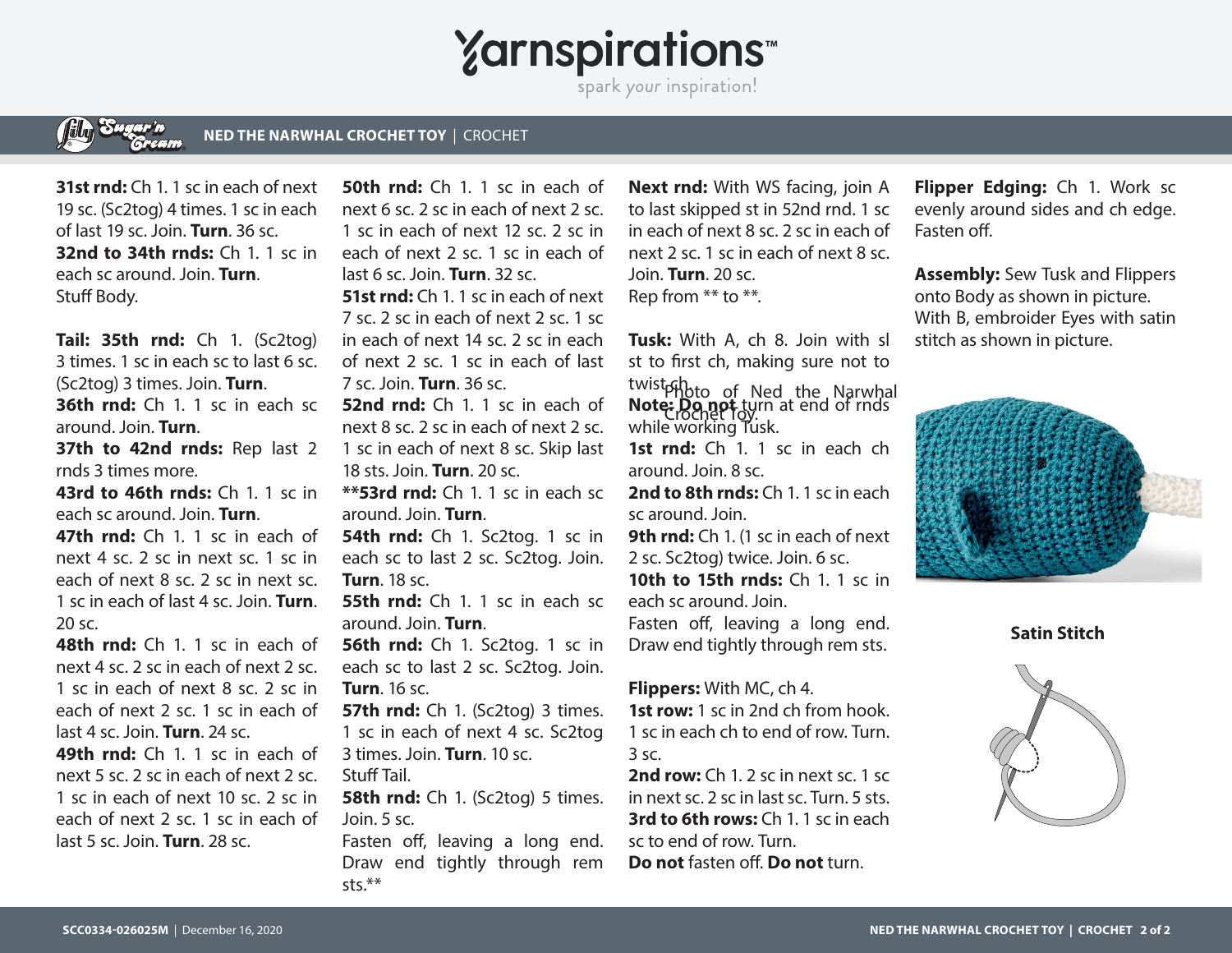**31st rnd:** Ch 1. 1 sc in each of next 19 sc. (Sc2tog) 4 times. 1 sc in each of last 19 sc. Join. **Turn**. 36 sc.

**32nd to 34th rnds:** Ch 1. 1 sc in each sc around. Join. **Turn**.

Stuff Body.

**Tail: 35th rnd:** Ch 1. (Sc2tog) 3 times. 1 sc in each sc to last 6 sc. (Sc2tog) 3 times. Join. **Turn**.

**36th rnd:** Ch 1. 1 sc in each sc around. Join. **Turn**.

**37th to 42nd rnds:** Rep last 2 rnds 3 times more.

**43rd to 46th rnds:** Ch 1. 1 sc in each sc around. Join. **Turn**.

**47th rnd:** Ch 1. 1 sc in each of next 4 sc. 2 sc in next sc. 1 sc in each of next 8 sc. 2 sc in next sc. 1 sc in each of last 4 sc. Join. **Turn**. 20 sc.

**48th rnd:** Ch 1. 1 sc in each of next 4 sc. 2 sc in each of next 2 sc. 1 sc in each of next 8 sc. 2 sc in each of next 2 sc. 1 sc in each of last 4 sc. Join. **Turn**. 24 sc.

**49th rnd:** Ch 1. 1 sc in each of next 5 sc. 2 sc in each of next 2 sc. 1 sc in each of next 10 sc. 2 sc in each of next 2 sc. 1 sc in each of last 5 sc. Join. **Turn**. 28 sc.

**50th rnd:** Ch 1. 1 sc in each of next 6 sc. 2 sc in each of next 2 sc. 1 sc in each of next 12 sc. 2 sc in each of next 2 sc. 1 sc in each of last 6 sc. Join. **Turn**. 32 sc.

**51st rnd:** Ch 1. 1 sc in each of next 7 sc. 2 sc in each of next 2 sc. 1 sc in each of next 14 sc. 2 sc in each of next 2 sc. 1 sc in each of last 7 sc. Join. **Turn**. 36 sc.

**52nd rnd:** Ch 1. 1 sc in each of next 8 sc. 2 sc in each of next 2 sc. 1 sc in each of next 8 sc. Skip last 18 sts. Join. **Turn**. 20 sc.

****53rd rnd:** Ch 1. 1 sc in each sc around. Join. **Turn**.

**54th rnd:** Ch 1. Sc2tog. 1 sc in each sc to last 2 sc. Sc2tog. Join. **Turn**. 18 sc.

**55th rnd:** Ch 1. 1 sc in each sc around. Join. **Turn**.

**56th rnd:** Ch 1. Sc2tog. 1 sc in each sc to last 2 sc. Sc2tog. Join. **Turn**. 16 sc.

**57th rnd:** Ch 1. (Sc2tog) 3 times. 1 sc in each of next 4 sc. Sc2tog 3 times. Join. **Turn**. 10 sc.

Stuff Tail.

**58th rnd:** Ch 1. (Sc2tog) 5 times. Join. 5 sc.

Fasten off, leaving a long end. Draw end tightly through rem sts.**

**Next rnd:** With WS facing, join A to last skipped st in 52nd rnd. 1 sc in each of next 8 sc. 2 sc in each of next 2 sc. 1 sc in each of next 8 sc. Join. **Turn**. 20 sc.

Rep from ** to **.

**Tusk:** With A, ch 8. Join with sl st to first ch, making sure not to twist ch.

**Note: Do not** turn at end of rnds while working Tusk.

**1st rnd:** Ch 1. 1 sc in each ch around. Join. 8 sc.

**2nd to 8th rnds:** Ch 1. 1 sc in each sc around. Join.

**9th rnd:** Ch 1. (1 sc in each of next 2 sc. Sc2tog) twice. Join. 6 sc.

**10th to 15th rnds:** Ch 1. 1 sc in each sc around. Join.

Fasten off, leaving a long end. Draw end tightly through rem sts.

**Flippers:** With MC, ch 4.

**1st row:** 1 sc in 2nd ch from hook. 1 sc in each ch to end of row. Turn. 3 sc.

**2nd row:** Ch 1. 2 sc in next sc. 1 sc in next sc. 2 sc in last sc. Turn. 5 sts.

**3rd to 6th rows:** Ch 1. 1 sc in each sc to end of row. Turn.

**Do not** fasten off. **Do not** turn.

**Flipper Edging:** Ch 1. Work sc evenly around sides and ch edge. Fasten off.

**Assembly:** Sew Tusk and Flippers onto Body as shown in picture. With B, embroider Eyes with satin stitch as shown in picture.

Photo of Ned the Narwhal Crochet Toy.

**Satin Stitch**